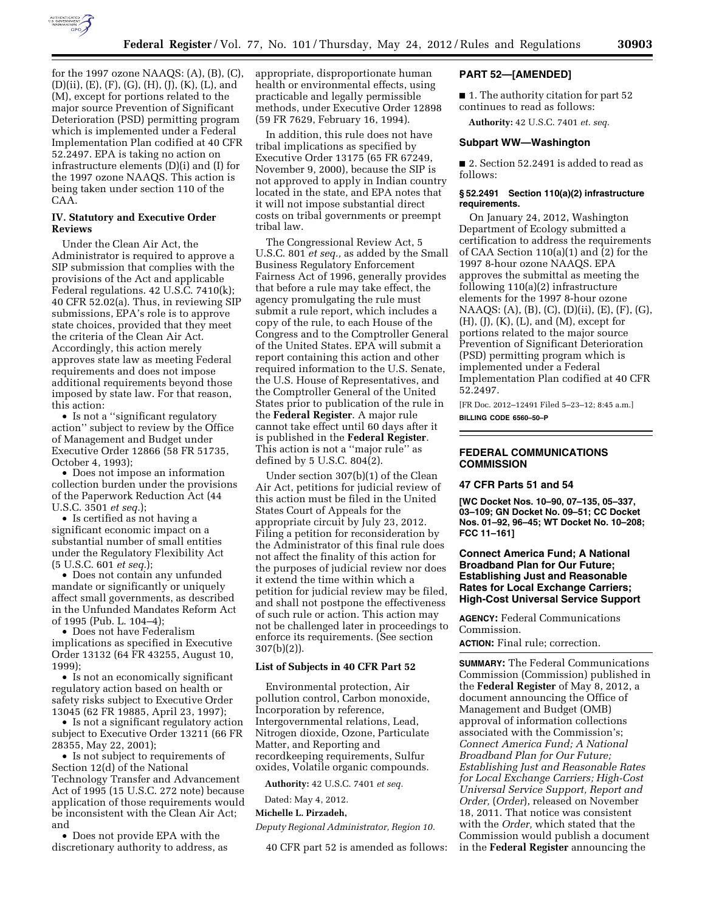for the 1997 ozone NAAQS: (A), (B), (C), (D)(ii), (E), (F), (G), (H), (J), (K), (L), and (M), except for portions related to the major source Prevention of Significant Deterioration (PSD) permitting program which is implemented under a Federal Implementation Plan codified at 40 CFR 52.2497. EPA is taking no action on infrastructure elements (D)(i) and (I) for the 1997 ozone NAAQS. This action is being taken under section 110 of the CAA.

### IV. Statutory and Executive Order Reviews

Under the Clean Air Act, the Administrator is required to approve a SIP submission that complies with the provisions of the Act and applicable Federal regulations. 42 U.S.C. 7410(k); 40 CFR 52.02(a). Thus, in reviewing SIP submissions, EPA's role is to approve state choices, provided that they meet the criteria of the Clean Air Act. Accordingly, this action merely approves state law as meeting Federal requirements and does not impose additional requirements beyond those imposed by state law. For that reason, this action:

- Is not a ''significant regulatory action'' subject to review by the Office of Management and Budget under Executive Order 12866 (58 FR 51735, October 4, 1993);
- Does not impose an information collection burden under the provisions of the Paperwork Reduction Act (44 U.S.C. 3501 *et seq.*);
- Is certified as not having a significant economic impact on a substantial number of small entities under the Regulatory Flexibility Act (5 U.S.C. 601 *et seq.*);
- Does not contain any unfunded mandate or significantly or uniquely affect small governments, as described in the Unfunded Mandates Reform Act of 1995 (Pub. L. 104–4);
- Does not have Federalism implications as specified in Executive Order 13132 (64 FR 43255, August 10, 1999);
- Is not an economically significant regulatory action based on health or safety risks subject to Executive Order 13045 (62 FR 19885, April 23, 1997);
- Is not a significant regulatory action subject to Executive Order 13211 (66 FR 28355, May 22, 2001);
- Is not subject to requirements of Section 12(d) of the National Technology Transfer and Advancement Act of 1995 (15 U.S.C. 272 note) because application of those requirements would be inconsistent with the Clean Air Act; and
- Does not provide EPA with the discretionary authority to address, as appropriate, disproportionate human health or environmental effects, using practicable and legally permissible methods, under Executive Order 12898 (59 FR 7629, February 16, 1994).

In addition, this rule does not have tribal implications as specified by Executive Order 13175 (65 FR 67249, November 9, 2000), because the SIP is not approved to apply in Indian country located in the state, and EPA notes that it will not impose substantial direct costs on tribal governments or preempt tribal law.

The Congressional Review Act, 5 U.S.C. 801 *et seq.*, as added by the Small Business Regulatory Enforcement Fairness Act of 1996, generally provides that before a rule may take effect, the agency promulgating the rule must submit a rule report, which includes a copy of the rule, to each House of the Congress and to the Comptroller General of the United States. EPA will submit a report containing this action and other required information to the U.S. Senate, the U.S. House of Representatives, and the Comptroller General of the United States prior to publication of the rule in the **Federal Register**. A major rule cannot take effect until 60 days after it is published in the **Federal Register**. This action is not a ''major rule'' as defined by 5 U.S.C. 804(2).

Under section 307(b)(1) of the Clean Air Act, petitions for judicial review of this action must be filed in the United States Court of Appeals for the appropriate circuit by July 23, 2012. Filing a petition for reconsideration by the Administrator of this final rule does not affect the finality of this action for the purposes of judicial review nor does it extend the time within which a petition for judicial review may be filed, and shall not postpone the effectiveness of such rule or action. This action may not be challenged later in proceedings to enforce its requirements. (See section 307(b)(2)).

### List of Subjects in 40 CFR Part 52

Environmental protection, Air pollution control, Carbon monoxide, Incorporation by reference, Intergovernmental relations, Lead, Nitrogen dioxide, Ozone, Particulate Matter, and Reporting and recordkeeping requirements, Sulfur oxides, Volatile organic compounds.

**Authority:** 42 U.S.C. 7401 *et seq.*

Dated: May 4, 2012.

**Michelle L. Pirzadeh,**

*Deputy Regional Administrator, Region 10.*

40 CFR part 52 is amended as follows:

## PART 52—[AMENDED]

■ 1. The authority citation for part 52 continues to read as follows:

**Authority:** 42 U.S.C. 7401 *et. seq.*

### Subpart WW—Washington

■ 2. Section 52.2491 is added to read as follows:

#### § 52.2491 Section 110(a)(2) infrastructure requirements.

On January 24, 2012, Washington Department of Ecology submitted a certification to address the requirements of CAA Section 110(a)(1) and (2) for the 1997 8-hour ozone NAAQS. EPA approves the submittal as meeting the following 110(a)(2) infrastructure elements for the 1997 8-hour ozone NAAQS: (A), (B), (C), (D)(ii), (E), (F), (G), (H), (J), (K), (L), and (M), except for portions related to the major source Prevention of Significant Deterioration (PSD) permitting program which is implemented under a Federal Implementation Plan codified at 40 CFR 52.2497.

[FR Doc. 2012–12491 Filed 5–23–12; 8:45 a.m.]

**BILLING CODE 6560–50–P**

## FEDERAL COMMUNICATIONS COMMISSION

### 47 CFR Parts 51 and 54

**[WC Docket Nos. 10–90, 07–135, 05–337, 03–109; GN Docket No. 09–51; CC Docket Nos. 01–92, 96–45; WT Docket No. 10–208; FCC 11–161]**

### Connect America Fund; A National Broadband Plan for Our Future; Establishing Just and Reasonable Rates for Local Exchange Carriers; High-Cost Universal Service Support

**AGENCY:** Federal Communications Commission.

**ACTION:** Final rule; correction.

**SUMMARY:** The Federal Communications Commission (Commission) published in the **Federal Register** of May 8, 2012, a document announcing the Office of Management and Budget (OMB) approval of information collections associated with the Commission's; *Connect America Fund; A National Broadband Plan for Our Future; Establishing Just and Reasonable Rates for Local Exchange Carriers; High-Cost Universal Service Support, Report and Order,* (*Order*), released on November 18, 2011. That notice was consistent with the *Order,* which stated that the Commission would publish a document in the **Federal Register** announcing the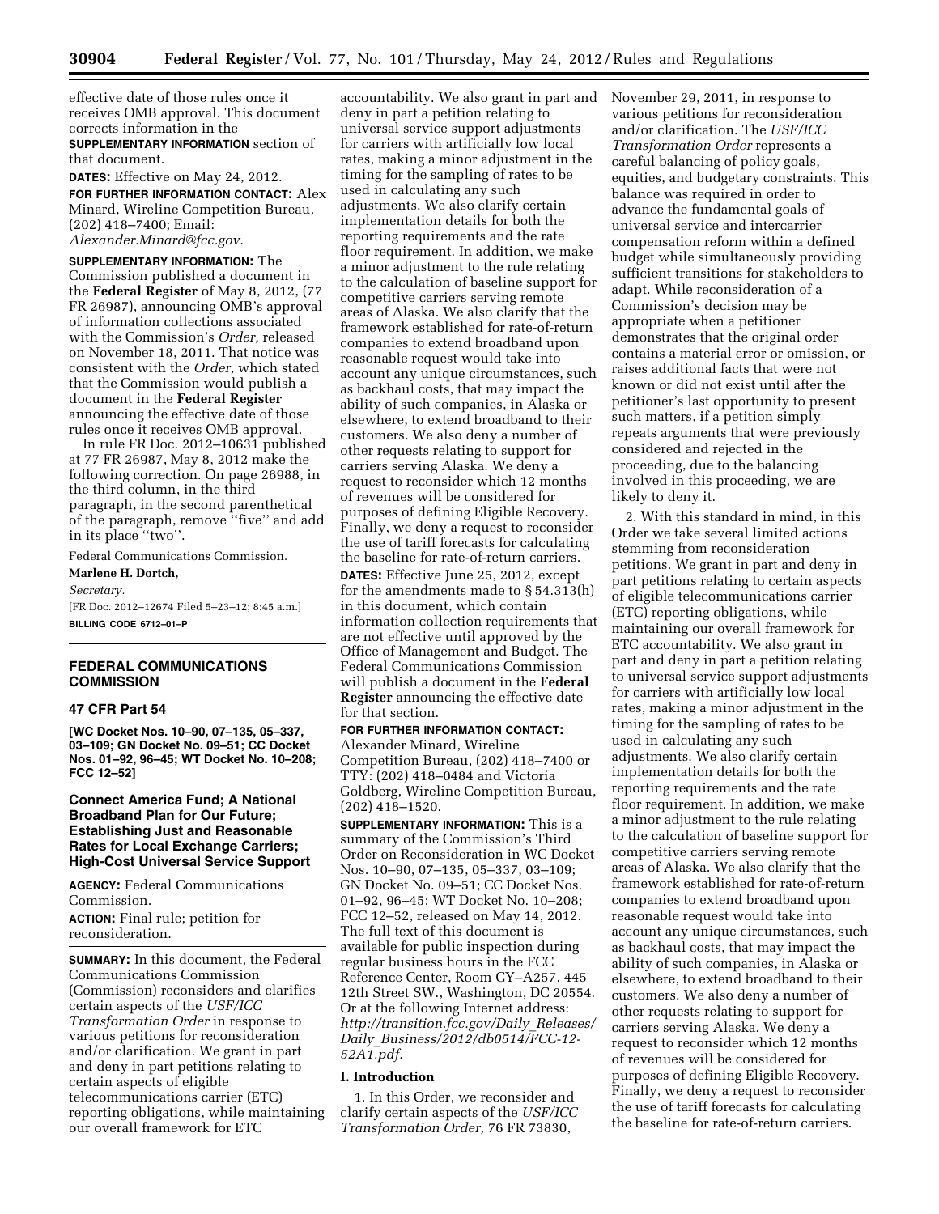effective date of those rules once it receives OMB approval. This document corrects information in the **SUPPLEMENTARY INFORMATION** section of that document.

**DATES:** Effective on May 24, 2012.

**FOR FURTHER INFORMATION CONTACT:** Alex Minard, Wireline Competition Bureau, (202) 418–7400; Email: *Alexander.Minard@fcc.gov.*

**SUPPLEMENTARY INFORMATION:** The Commission published a document in the **Federal Register** of May 8, 2012, (77 FR 26987), announcing OMB's approval of information collections associated with the Commission's *Order,* released on November 18, 2011. That notice was consistent with the *Order,* which stated that the Commission would publish a document in the **Federal Register** announcing the effective date of those rules once it receives OMB approval.

In rule FR Doc. 2012–10631 published at 77 FR 26987, May 8, 2012 make the following correction. On page 26988, in the third column, in the third paragraph, in the second parenthetical of the paragraph, remove ''five'' and add in its place ''two''.

Federal Communications Commission.

**Marlene H. Dortch,**

*Secretary.*

[FR Doc. 2012–12674 Filed 5–23–12; 8:45 a.m.]

**BILLING CODE 6712–01–P**

---

## FEDERAL COMMUNICATIONS COMMISSION

### 47 CFR Part 54

**[WC Docket Nos. 10–90, 07–135, 05–337, 03–109; GN Docket No. 09–51; CC Docket Nos. 01–92, 96–45; WT Docket No. 10–208; FCC 12–52]**

### Connect America Fund; A National Broadband Plan for Our Future; Establishing Just and Reasonable Rates for Local Exchange Carriers; High-Cost Universal Service Support

**AGENCY:** Federal Communications Commission.

**ACTION:** Final rule; petition for reconsideration.

**SUMMARY:** In this document, the Federal Communications Commission (Commission) reconsiders and clarifies certain aspects of the *USF/ICC Transformation Order* in response to various petitions for reconsideration and/or clarification. We grant in part and deny in part petitions relating to certain aspects of eligible telecommunications carrier (ETC) reporting obligations, while maintaining our overall framework for ETC accountability. We also grant in part and deny in part a petition relating to universal service support adjustments for carriers with artificially low local rates, making a minor adjustment in the timing for the sampling of rates to be used in calculating any such adjustments. We also clarify certain implementation details for both the reporting requirements and the rate floor requirement. In addition, we make a minor adjustment to the rule relating to the calculation of baseline support for competitive carriers serving remote areas of Alaska. We also clarify that the framework established for rate-of-return companies to extend broadband upon reasonable request would take into account any unique circumstances, such as backhaul costs, that may impact the ability of such companies, in Alaska or elsewhere, to extend broadband to their customers. We also deny a number of other requests relating to support for carriers serving Alaska. We deny a request to reconsider which 12 months of revenues will be considered for purposes of defining Eligible Recovery. Finally, we deny a request to reconsider the use of tariff forecasts for calculating the baseline for rate-of-return carriers.

**DATES:** Effective June 25, 2012, except for the amendments made to § 54.313(h) in this document, which contain information collection requirements that are not effective until approved by the Office of Management and Budget. The Federal Communications Commission will publish a document in the **Federal Register** announcing the effective date for that section.

**FOR FURTHER INFORMATION CONTACT:** Alexander Minard, Wireline Competition Bureau, (202) 418–7400 or TTY: (202) 418–0484 and Victoria Goldberg, Wireline Competition Bureau, (202) 418–1520.

**SUPPLEMENTARY INFORMATION:** This is a summary of the Commission's Third Order on Reconsideration in WC Docket Nos. 10–90, 07–135, 05–337, 03–109; GN Docket No. 09–51; CC Docket Nos. 01–92, 96–45; WT Docket No. 10–208; FCC 12–52, released on May 14, 2012. The full text of this document is available for public inspection during regular business hours in the FCC Reference Center, Room CY–A257, 445 12th Street SW., Washington, DC 20554. Or at the following Internet address: *http://transition.fcc.gov/Daily_Releases/Daily_Business/2012/db0514/FCC-12-52A1.pdf.*

#### I. Introduction

1. In this Order, we reconsider and clarify certain aspects of the *USF/ICC Transformation Order,* 76 FR 73830, November 29, 2011, in response to various petitions for reconsideration and/or clarification. The *USF/ICC Transformation Order* represents a careful balancing of policy goals, equities, and budgetary constraints. This balance was required in order to advance the fundamental goals of universal service and intercarrier compensation reform within a defined budget while simultaneously providing sufficient transitions for stakeholders to adapt. While reconsideration of a Commission's decision may be appropriate when a petitioner demonstrates that the original order contains a material error or omission, or raises additional facts that were not known or did not exist until after the petitioner's last opportunity to present such matters, if a petition simply repeats arguments that were previously considered and rejected in the proceeding, due to the balancing involved in this proceeding, we are likely to deny it.

2. With this standard in mind, in this Order we take several limited actions stemming from reconsideration petitions. We grant in part and deny in part petitions relating to certain aspects of eligible telecommunications carrier (ETC) reporting obligations, while maintaining our overall framework for ETC accountability. We also grant in part and deny in part a petition relating to universal service support adjustments for carriers with artificially low local rates, making a minor adjustment in the timing for the sampling of rates to be used in calculating any such adjustments. We also clarify certain implementation details for both the reporting requirements and the rate floor requirement. In addition, we make a minor adjustment to the rule relating to the calculation of baseline support for competitive carriers serving remote areas of Alaska. We also clarify that the framework established for rate-of-return companies to extend broadband upon reasonable request would take into account any unique circumstances, such as backhaul costs, that may impact the ability of such companies, in Alaska or elsewhere, to extend broadband to their customers. We also deny a number of other requests relating to support for carriers serving Alaska. We deny a request to reconsider which 12 months of revenues will be considered for purposes of defining Eligible Recovery. Finally, we deny a request to reconsider the use of tariff forecasts for calculating the baseline for rate-of-return carriers.